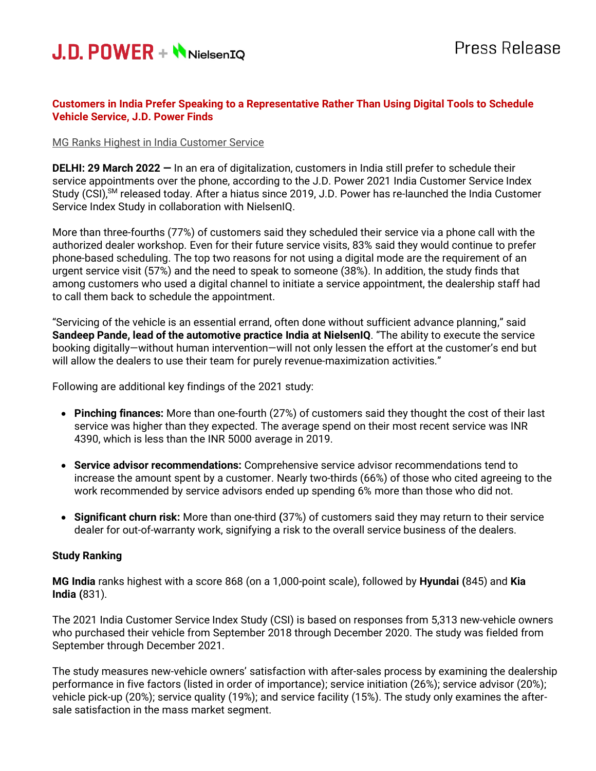J.D. POWER + NielsenIQ

Press Release

## Customers in India Prefer Speaking to a Representative Rather Than Using Digital Tools to Schedule Vehicle Service, J.D. Power Finds

MG Ranks Highest in India Customer Service

**DELHI: 29 March 2022 —** In an era of digitalization, customers in India still prefer to schedule their service appointments over the phone, according to the J.D. Power 2021 India Customer Service Index Study (CSI),SM released today. After a hiatus since 2019, J.D. Power has re-launched the India Customer Service Index Study in collaboration with NielsenIQ.

More than three-fourths (77%) of customers said they scheduled their service via a phone call with the authorized dealer workshop. Even for their future service visits, 83% said they would continue to prefer phone-based scheduling. The top two reasons for not using a digital mode are the requirement of an urgent service visit (57%) and the need to speak to someone (38%). In addition, the study finds that among customers who used a digital channel to initiate a service appointment, the dealership staff had to call them back to schedule the appointment.

"Servicing of the vehicle is an essential errand, often done without sufficient advance planning," said **Sandeep Pande, lead of the automotive practice India at NielsenIQ**. "The ability to execute the service booking digitally—without human intervention—will not only lessen the effort at the customer's end but will allow the dealers to use their team for purely revenue-maximization activities."

Following are additional key findings of the 2021 study:

- **Pinching finances:** More than one-fourth (27%) of customers said they thought the cost of their last service was higher than they expected. The average spend on their most recent service was INR 4390, which is less than the INR 5000 average in 2019.
- **Service advisor recommendations:** Comprehensive service advisor recommendations tend to increase the amount spent by a customer. Nearly two-thirds (66%) of those who cited agreeing to the work recommended by service advisors ended up spending 6% more than those who did not.
- **Significant churn risk:** More than one-third **(**37%) of customers said they may return to their service dealer for out-of-warranty work, signifying a risk to the overall service business of the dealers.

### Study Ranking

**MG India** ranks highest with a score 868 (on a 1,000-point scale), followed by **Hyundai (**845) and **Kia India (**831).

The 2021 India Customer Service Index Study (CSI) is based on responses from 5,313 new-vehicle owners who purchased their vehicle from September 2018 through December 2020. The study was fielded from September through December 2021.

The study measures new-vehicle owners' satisfaction with after-sales process by examining the dealership performance in five factors (listed in order of importance); service initiation (26%); service advisor (20%); vehicle pick-up (20%); service quality (19%); and service facility (15%). The study only examines the after-sale satisfaction in the mass market segment.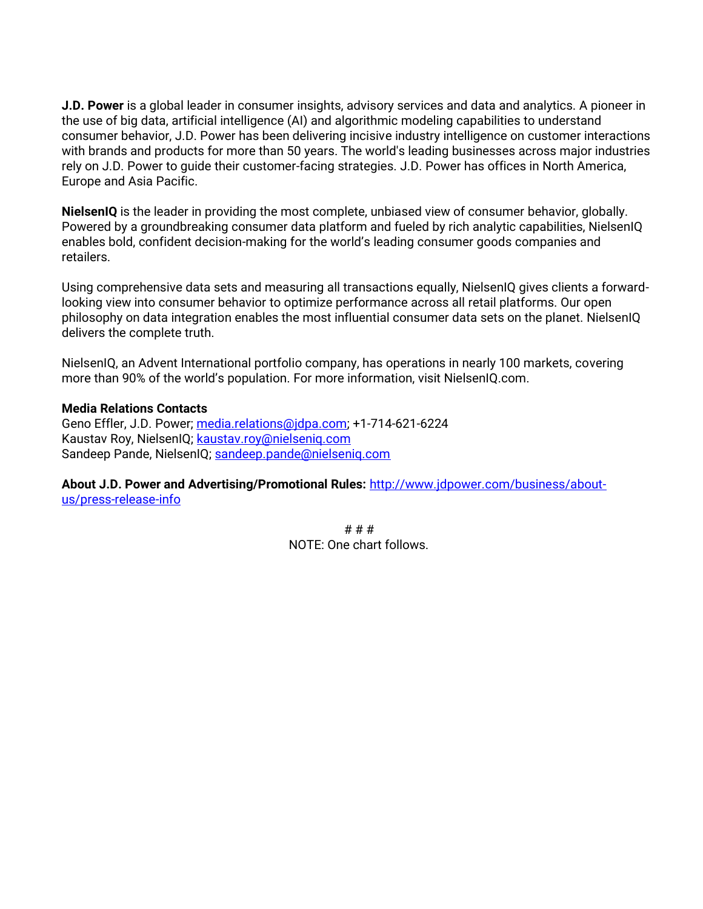**J.D. Power** is a global leader in consumer insights, advisory services and data and analytics. A pioneer in the use of big data, artificial intelligence (AI) and algorithmic modeling capabilities to understand consumer behavior, J.D. Power has been delivering incisive industry intelligence on customer interactions with brands and products for more than 50 years. The world's leading businesses across major industries rely on J.D. Power to guide their customer-facing strategies. J.D. Power has offices in North America, Europe and Asia Pacific.

**NielsenIQ** is the leader in providing the most complete, unbiased view of consumer behavior, globally. Powered by a groundbreaking consumer data platform and fueled by rich analytic capabilities, NielsenIQ enables bold, confident decision-making for the world's leading consumer goods companies and retailers.

Using comprehensive data sets and measuring all transactions equally, NielsenIQ gives clients a forward-looking view into consumer behavior to optimize performance across all retail platforms. Our open philosophy on data integration enables the most influential consumer data sets on the planet. NielsenIQ delivers the complete truth.

NielsenIQ, an Advent International portfolio company, has operations in nearly 100 markets, covering more than 90% of the world's population. For more information, visit NielsenIQ.com.

**Media Relations Contacts**
Geno Effler, J.D. Power; media.relations@jdpa.com; +1-714-621-6224
Kaustav Roy, NielsenIQ; kaustav.roy@nielseniq.com
Sandeep Pande, NielsenIQ; sandeep.pande@nielseniq.com

**About J.D. Power and Advertising/Promotional Rules:** http://www.jdpower.com/business/about-us/press-release-info

# # #
NOTE: One chart follows.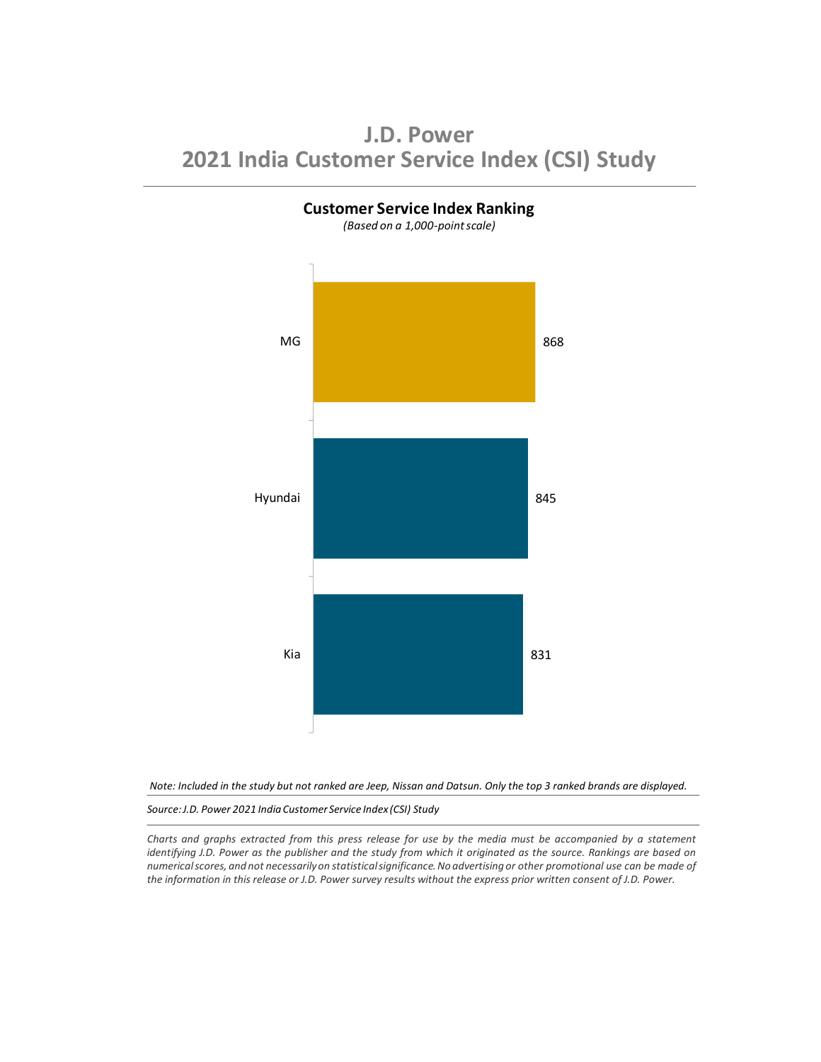# J.D. Power
# 2021 India Customer Service Index (CSI) Study

## Customer Service Index Ranking

*(Based on a 1,000-point scale)*

MG
868

Hyundai
845

Kia
831

*Note: Included in the study but not ranked are Jeep, Nissan and Datsun. Only the top 3 ranked brands are displayed.*

*Source: J.D. Power 2021 India Customer Service Index (CSI) Study*

*Charts and graphs extracted from this press release for use by the media must be accompanied by a statement identifying J.D. Power as the publisher and the study from which it originated as the source. Rankings are based on numerical scores, and not necessarily on statistical significance. No advertising or other promotional use can be made of the information in this release or J.D. Power survey results without the express prior written consent of J.D. Power.*